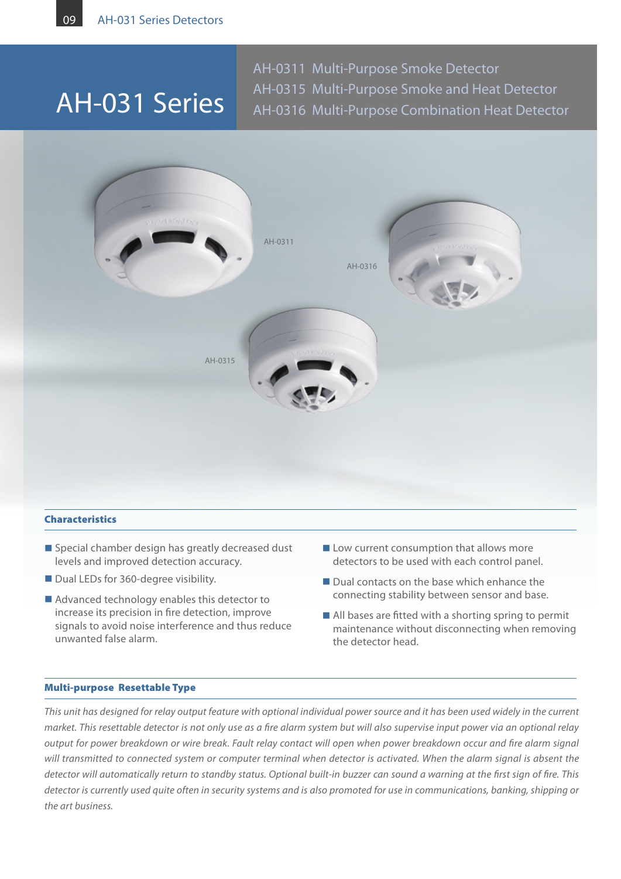# AH-031 Series

AH-0311 Multi-Purpose Smoke Detector
AH-0315 Multi-Purpose Smoke and Heat Detector
AH-0316 Multi-Purpose Combination Heat Detector

AH-0311

AH-0316

AH-0315

## Characteristics

- Special chamber design has greatly decreased dust levels and improved detection accuracy.
- Dual LEDs for 360-degree visibility.
- Advanced technology enables this detector to increase its precision in fire detection, improve signals to avoid noise interference and thus reduce unwanted false alarm.
- Low current consumption that allows more detectors to be used with each control panel.
- Dual contacts on the base which enhance the connecting stability between sensor and base.
- All bases are fitted with a shorting spring to permit maintenance without disconnecting when removing the detector head.

## Multi-purpose Resettable Type

*This unit has designed for relay output feature with optional individual power source and it has been used widely in the current market. This resettable detector is not only use as a fire alarm system but will also supervise input power via an optional relay output for power breakdown or wire break. Fault relay contact will open when power breakdown occur and fire alarm signal will transmitted to connected system or computer terminal when detector is activated. When the alarm signal is absent the detector will automatically return to standby status. Optional built-in buzzer can sound a warning at the first sign of fire. This detector is currently used quite often in security systems and is also promoted for use in communications, banking, shipping or the art business.*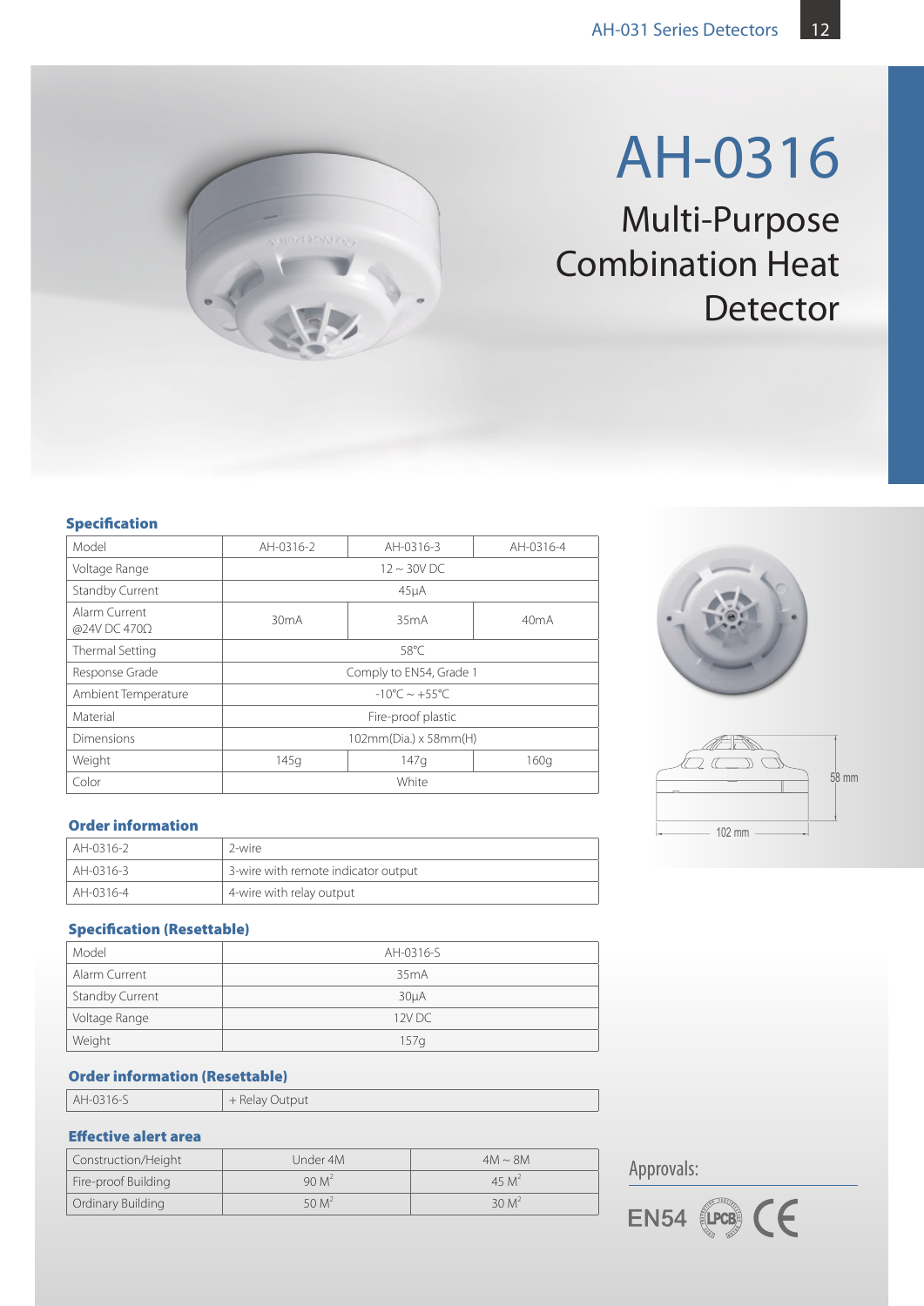# AH-0316

## Multi-Purpose Combination Heat Detector

### Specification

| Model | AH-0316-2 | AH-0316-3 | AH-0316-4 |
|---|---|---|---|
| Voltage Range | 12 ~ 30V DC | | |
| Standby Current | 45μA | | |
| Alarm Current @24V DC 470Ω | 30mA | 35mA | 40mA |
| Thermal Setting | 58°C | | |
| Response Grade | Comply to EN54, Grade 1 | | |
| Ambient Temperature | -10°C ~ +55°C | | |
| Material | Fire-proof plastic | | |
| Dimensions | 102mm(Dia.) x 58mm(H) | | |
| Weight | 145g | 147g | 160g |
| Color | White | | |

### Order information

| | |
|---|---|
| AH-0316-2 | 2-wire |
| AH-0316-3 | 3-wire with remote indicator output |
| AH-0316-4 | 4-wire with relay output |

### Specification (Resettable)

| Model | AH-0316-S |
|---|---|
| Alarm Current | 35mA |
| Standby Current | 30μA |
| Voltage Range | 12V DC |
| Weight | 157g |

### Order information (Resettable)

| | |
|---|---|
| AH-0316-S | + Relay Output |

### Effective alert area

| Construction/Height | Under 4M | 4M ~ 8M |
|---|---|---|
| Fire-proof Building | 90 $M^2$ | 45 $M^2$ |
| Ordinary Building | 50 $M^2$ | 30 $M^2$ |

58 mm

102 mm

Approvals:

EN54 LPCB CE